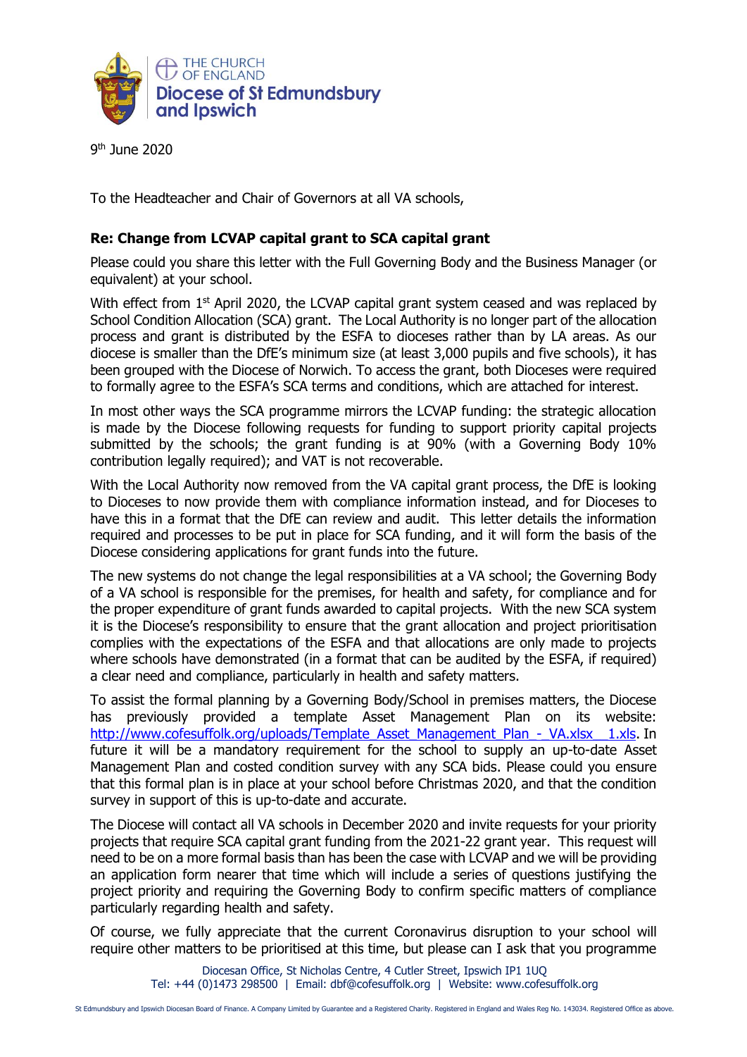THE CHURCH OF ENGLAND
**Diocese of St Edmundsbury and Ipswich**

9th June 2020

To the Headteacher and Chair of Governors at all VA schools,

**Re: Change from LCVAP capital grant to SCA capital grant**

Please could you share this letter with the Full Governing Body and the Business Manager (or equivalent) at your school.

With effect from 1st April 2020, the LCVAP capital grant system ceased and was replaced by School Condition Allocation (SCA) grant. The Local Authority is no longer part of the allocation process and grant is distributed by the ESFA to dioceses rather than by LA areas. As our diocese is smaller than the DfE's minimum size (at least 3,000 pupils and five schools), it has been grouped with the Diocese of Norwich. To access the grant, both Dioceses were required to formally agree to the ESFA's SCA terms and conditions, which are attached for interest.

In most other ways the SCA programme mirrors the LCVAP funding: the strategic allocation is made by the Diocese following requests for funding to support priority capital projects submitted by the schools; the grant funding is at 90% (with a Governing Body 10% contribution legally required); and VAT is not recoverable.

With the Local Authority now removed from the VA capital grant process, the DfE is looking to Dioceses to now provide them with compliance information instead, and for Dioceses to have this in a format that the DfE can review and audit. This letter details the information required and processes to be put in place for SCA funding, and it will form the basis of the Diocese considering applications for grant funds into the future.

The new systems do not change the legal responsibilities at a VA school; the Governing Body of a VA school is responsible for the premises, for health and safety, for compliance and for the proper expenditure of grant funds awarded to capital projects. With the new SCA system it is the Diocese's responsibility to ensure that the grant allocation and project prioritisation complies with the expectations of the ESFA and that allocations are only made to projects where schools have demonstrated (in a format that can be audited by the ESFA, if required) a clear need and compliance, particularly in health and safety matters.

To assist the formal planning by a Governing Body/School in premises matters, the Diocese has previously provided a template Asset Management Plan on its website: http://www.cofesuffolk.org/uploads/Template_Asset_Management_Plan_-_VA.xlsx__1.xls. In future it will be a mandatory requirement for the school to supply an up-to-date Asset Management Plan and costed condition survey with any SCA bids. Please could you ensure that this formal plan is in place at your school before Christmas 2020, and that the condition survey in support of this is up-to-date and accurate.

The Diocese will contact all VA schools in December 2020 and invite requests for your priority projects that require SCA capital grant funding from the 2021-22 grant year. This request will need to be on a more formal basis than has been the case with LCVAP and we will be providing an application form nearer that time which will include a series of questions justifying the project priority and requiring the Governing Body to confirm specific matters of compliance particularly regarding health and safety.

Of course, we fully appreciate that the current Coronavirus disruption to your school will require other matters to be prioritised at this time, but please can I ask that you programme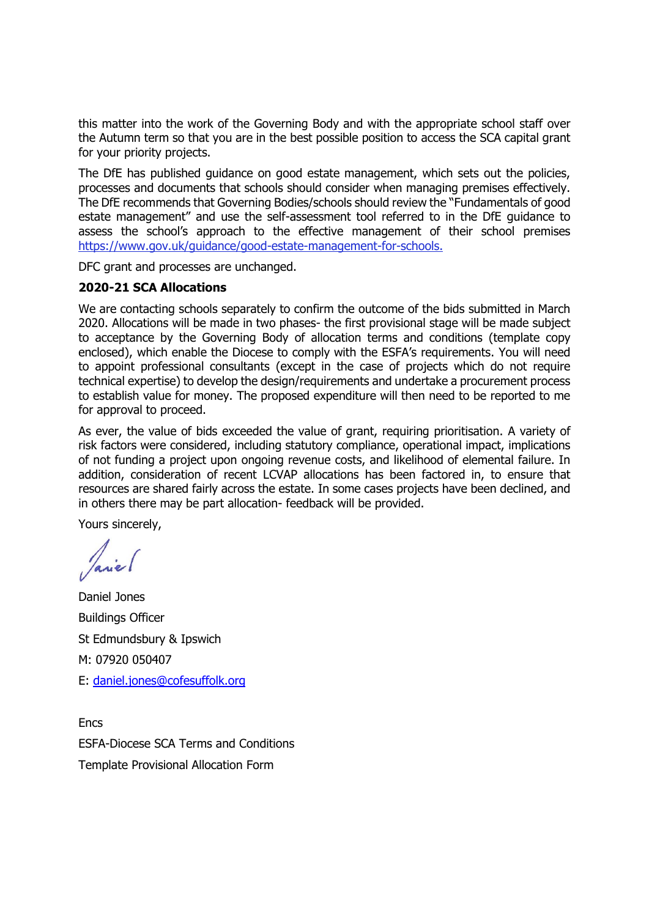this matter into the work of the Governing Body and with the appropriate school staff over the Autumn term so that you are in the best possible position to access the SCA capital grant for your priority projects.

The DfE has published guidance on good estate management, which sets out the policies, processes and documents that schools should consider when managing premises effectively. The DfE recommends that Governing Bodies/schools should review the "Fundamentals of good estate management" and use the self-assessment tool referred to in the DfE guidance to assess the school's approach to the effective management of their school premises https://www.gov.uk/guidance/good-estate-management-for-schools.

DFC grant and processes are unchanged.

**2020-21 SCA Allocations**

We are contacting schools separately to confirm the outcome of the bids submitted in March 2020. Allocations will be made in two phases- the first provisional stage will be made subject to acceptance by the Governing Body of allocation terms and conditions (template copy enclosed), which enable the Diocese to comply with the ESFA's requirements. You will need to appoint professional consultants (except in the case of projects which do not require technical expertise) to develop the design/requirements and undertake a procurement process to establish value for money. The proposed expenditure will then need to be reported to me for approval to proceed.

As ever, the value of bids exceeded the value of grant, requiring prioritisation. A variety of risk factors were considered, including statutory compliance, operational impact, implications of not funding a project upon ongoing revenue costs, and likelihood of elemental failure. In addition, consideration of recent LCVAP allocations has been factored in, to ensure that resources are shared fairly across the estate. In some cases projects have been declined, and in others there may be part allocation- feedback will be provided.

Yours sincerely,

Daniel

Daniel Jones

Buildings Officer

St Edmundsbury & Ipswich

M: 07920 050407

E: daniel.jones@cofesuffolk.org

Encs

ESFA-Diocese SCA Terms and Conditions

Template Provisional Allocation Form